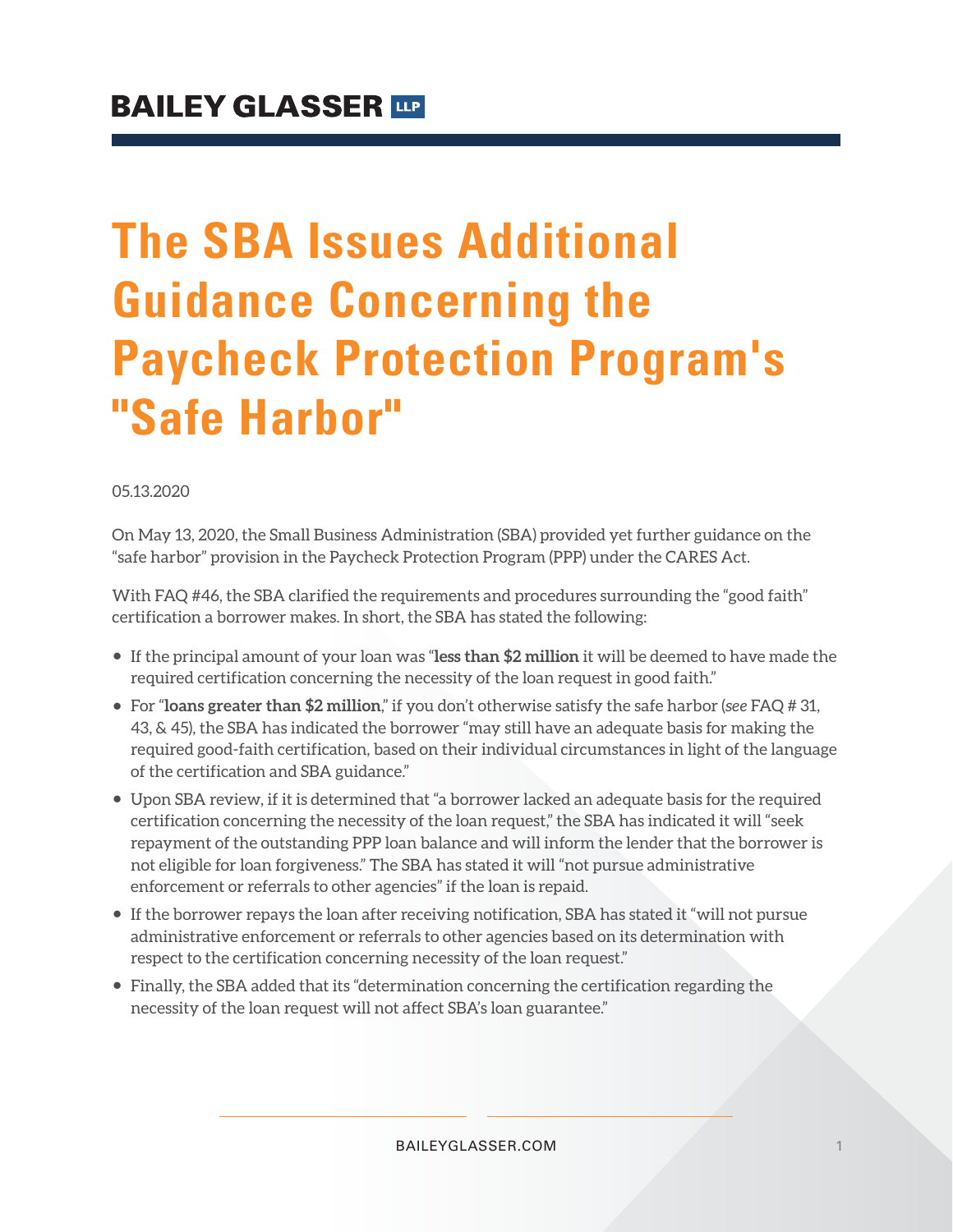# The SBA Issues Additional Guidance Concerning the Paycheck Protection Program's "Safe Harbor"

05.13.2020

On May 13, 2020, the Small Business Administration (SBA) provided yet further guidance on the "safe harbor" provision in the Paycheck Protection Program (PPP) under the CARES Act.

With FAQ #46, the SBA clarified the requirements and procedures surrounding the "good faith" certification a borrower makes. In short, the SBA has stated the following:

- If the principal amount of your loan was "**less than $2 million** it will be deemed to have made the required certification concerning the necessity of the loan request in good faith."
- For "**loans greater than $2 million**," if you don't otherwise satisfy the safe harbor (*see* FAQ # 31, 43, & 45), the SBA has indicated the borrower "may still have an adequate basis for making the required good-faith certification, based on their individual circumstances in light of the language of the certification and SBA guidance."
- Upon SBA review, if it is determined that "a borrower lacked an adequate basis for the required certification concerning the necessity of the loan request," the SBA has indicated it will "seek repayment of the outstanding PPP loan balance and will inform the lender that the borrower is not eligible for loan forgiveness." The SBA has stated it will "not pursue administrative enforcement or referrals to other agencies" if the loan is repaid.
- If the borrower repays the loan after receiving notification, SBA has stated it "will not pursue administrative enforcement or referrals to other agencies based on its determination with respect to the certification concerning necessity of the loan request."
- Finally, the SBA added that its "determination concerning the certification regarding the necessity of the loan request will not affect SBA's loan guarantee."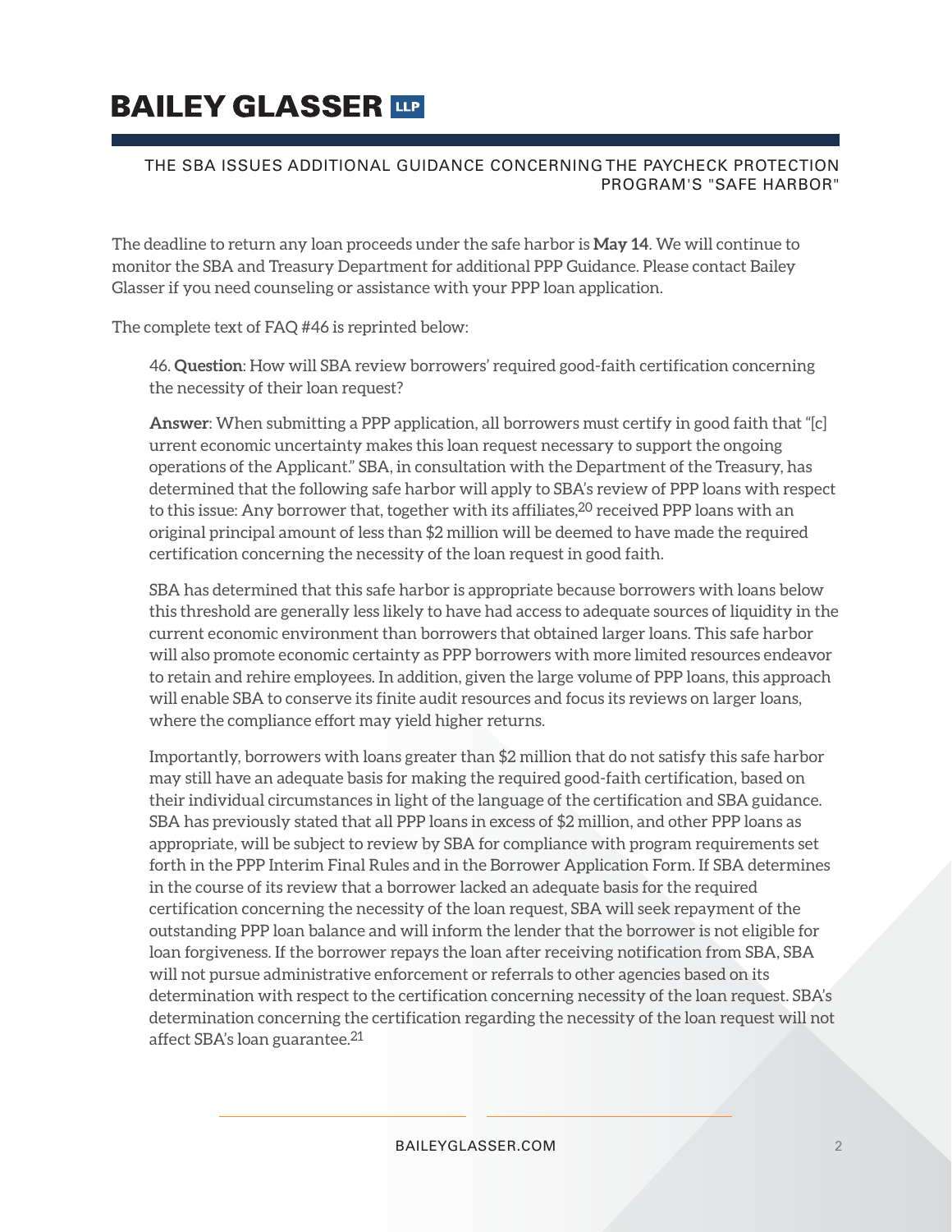The deadline to return any loan proceeds under the safe harbor is **May 14**. We will continue to monitor the SBA and Treasury Department for additional PPP Guidance. Please contact Bailey Glasser if you need counseling or assistance with your PPP loan application.

The complete text of FAQ #46 is reprinted below:

> 46. **Question**: How will SBA review borrowers' required good-faith certification concerning the necessity of their loan request?
>
> **Answer**: When submitting a PPP application, all borrowers must certify in good faith that "[c]urrent economic uncertainty makes this loan request necessary to support the ongoing operations of the Applicant." SBA, in consultation with the Department of the Treasury, has determined that the following safe harbor will apply to SBA's review of PPP loans with respect to this issue: Any borrower that, together with its affiliates,[20] received PPP loans with an original principal amount of less than $2 million will be deemed to have made the required certification concerning the necessity of the loan request in good faith.
>
> SBA has determined that this safe harbor is appropriate because borrowers with loans below this threshold are generally less likely to have had access to adequate sources of liquidity in the current economic environment than borrowers that obtained larger loans. This safe harbor will also promote economic certainty as PPP borrowers with more limited resources endeavor to retain and rehire employees. In addition, given the large volume of PPP loans, this approach will enable SBA to conserve its finite audit resources and focus its reviews on larger loans, where the compliance effort may yield higher returns.
>
> Importantly, borrowers with loans greater than $2 million that do not satisfy this safe harbor may still have an adequate basis for making the required good-faith certification, based on their individual circumstances in light of the language of the certification and SBA guidance. SBA has previously stated that all PPP loans in excess of $2 million, and other PPP loans as appropriate, will be subject to review by SBA for compliance with program requirements set forth in the PPP Interim Final Rules and in the Borrower Application Form. If SBA determines in the course of its review that a borrower lacked an adequate basis for the required certification concerning the necessity of the loan request, SBA will seek repayment of the outstanding PPP loan balance and will inform the lender that the borrower is not eligible for loan forgiveness. If the borrower repays the loan after receiving notification from SBA, SBA will not pursue administrative enforcement or referrals to other agencies based on its determination with respect to the certification concerning necessity of the loan request. SBA's determination concerning the certification regarding the necessity of the loan request will not affect SBA's loan guarantee.[21]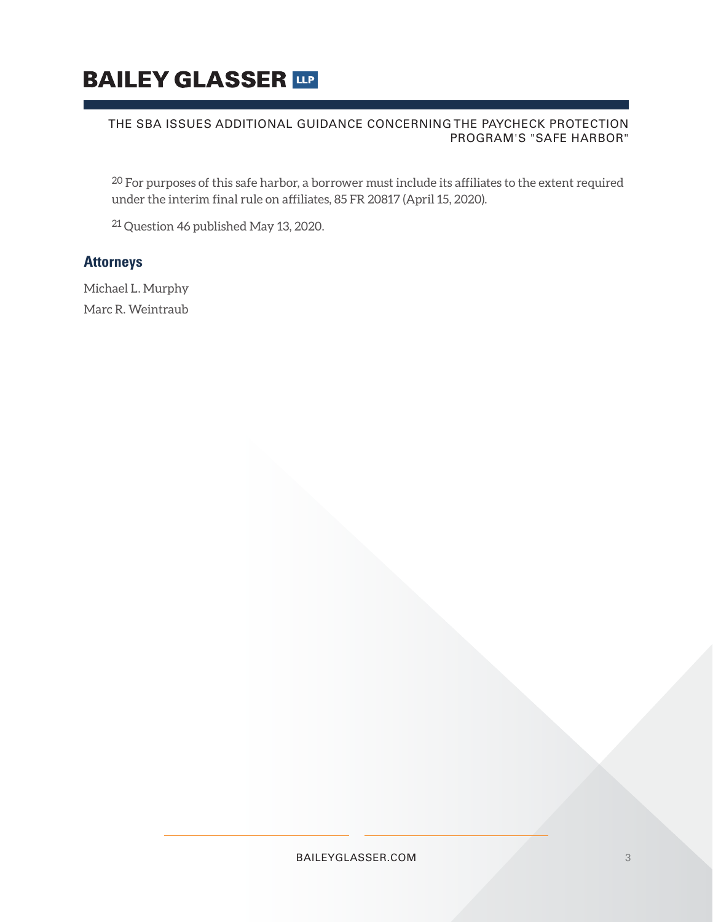[20] For purposes of this safe harbor, a borrower must include its affiliates to the extent required under the interim final rule on affiliates, 85 FR 20817 (April 15, 2020).

[21] Question 46 published May 13, 2020.

## Attorneys

Michael L. Murphy

Marc R. Weintraub